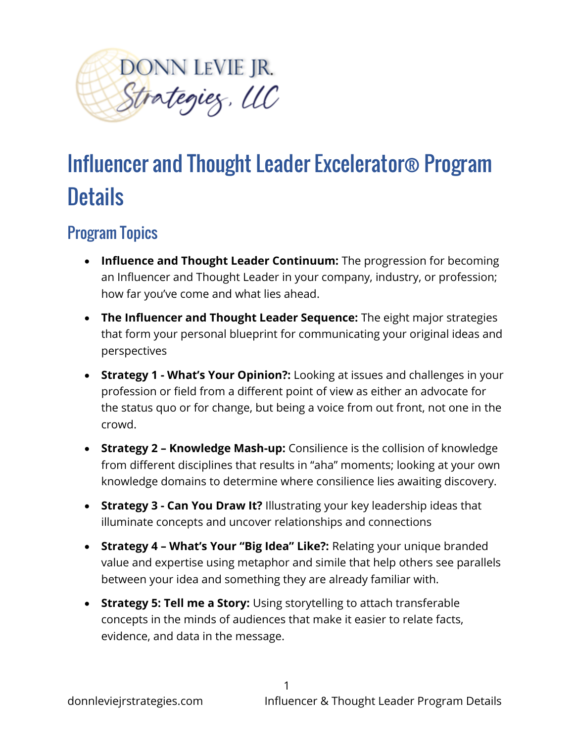# Influencer and Thought Leader Excelerator® Program Details

## Program Topics

- **Influence and Thought Leader Continuum:** The progression for becoming an Influencer and Thought Leader in your company, industry, or profession; how far you've come and what lies ahead.
- **The Influencer and Thought Leader Sequence:** The eight major strategies that form your personal blueprint for communicating your original ideas and perspectives
- **Strategy 1 - What's Your Opinion?:** Looking at issues and challenges in your profession or field from a different point of view as either an advocate for the status quo or for change, but being a voice from out front, not one in the crowd.
- **Strategy 2 – Knowledge Mash-up:** Consilience is the collision of knowledge from different disciplines that results in "aha" moments; looking at your own knowledge domains to determine where consilience lies awaiting discovery.
- **Strategy 3 - Can You Draw It?** Illustrating your key leadership ideas that illuminate concepts and uncover relationships and connections
- **Strategy 4 – What's Your "Big Idea" Like?:** Relating your unique branded value and expertise using metaphor and simile that help others see parallels between your idea and something they are already familiar with.
- **Strategy 5: Tell me a Story:** Using storytelling to attach transferable concepts in the minds of audiences that make it easier to relate facts, evidence, and data in the message.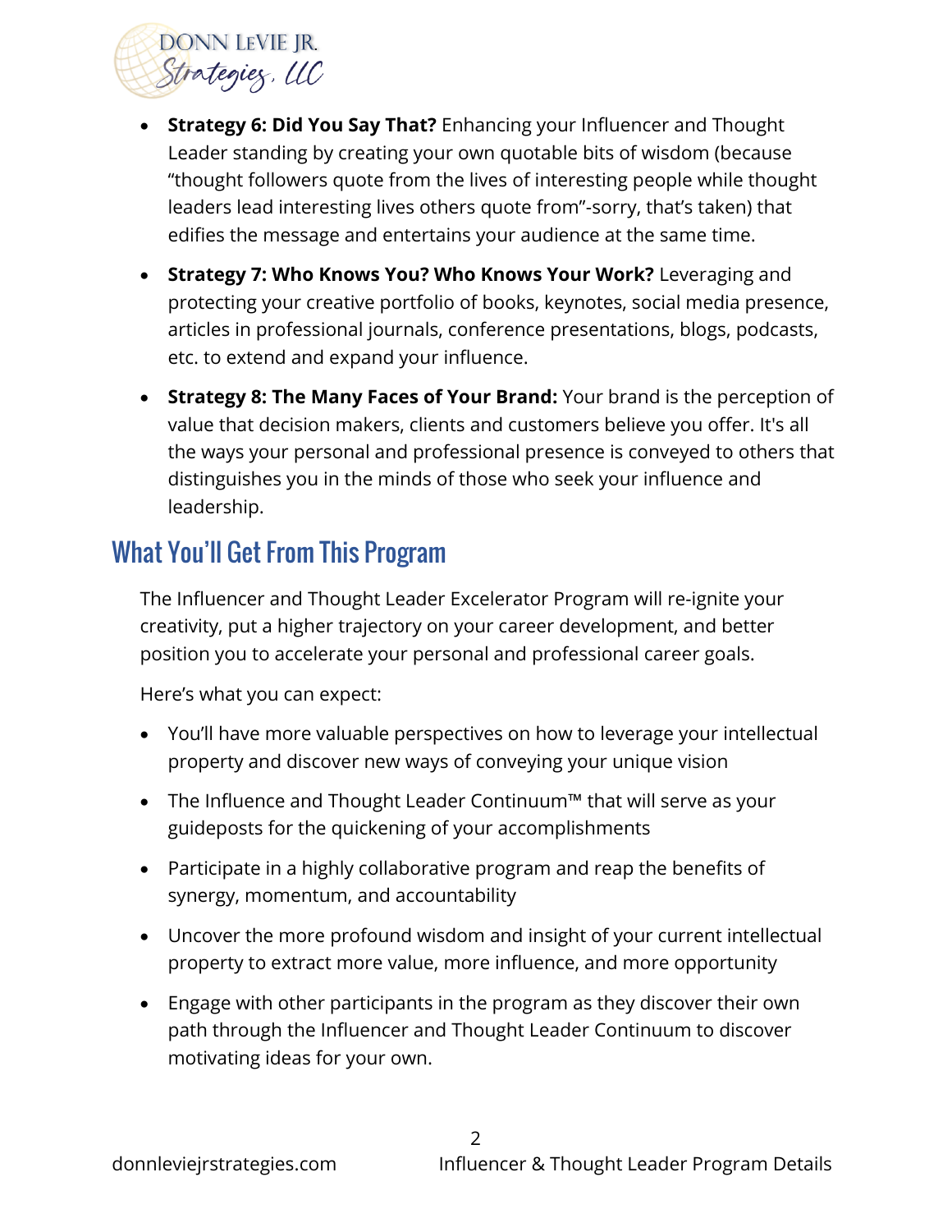- **Strategy 6: Did You Say That?** Enhancing your Influencer and Thought Leader standing by creating your own quotable bits of wisdom (because "thought followers quote from the lives of interesting people while thought leaders lead interesting lives others quote from"-sorry, that's taken) that edifies the message and entertains your audience at the same time.
- **Strategy 7: Who Knows You? Who Knows Your Work?** Leveraging and protecting your creative portfolio of books, keynotes, social media presence, articles in professional journals, conference presentations, blogs, podcasts, etc. to extend and expand your influence.
- **Strategy 8: The Many Faces of Your Brand:** Your brand is the perception of value that decision makers, clients and customers believe you offer. It's all the ways your personal and professional presence is conveyed to others that distinguishes you in the minds of those who seek your influence and leadership.

## What You'll Get From This Program

The Influencer and Thought Leader Excelerator Program will re-ignite your creativity, put a higher trajectory on your career development, and better position you to accelerate your personal and professional career goals.

Here's what you can expect:

- You'll have more valuable perspectives on how to leverage your intellectual property and discover new ways of conveying your unique vision
- The Influence and Thought Leader Continuum™ that will serve as your guideposts for the quickening of your accomplishments
- Participate in a highly collaborative program and reap the benefits of synergy, momentum, and accountability
- Uncover the more profound wisdom and insight of your current intellectual property to extract more value, more influence, and more opportunity
- Engage with other participants in the program as they discover their own path through the Influencer and Thought Leader Continuum to discover motivating ideas for your own.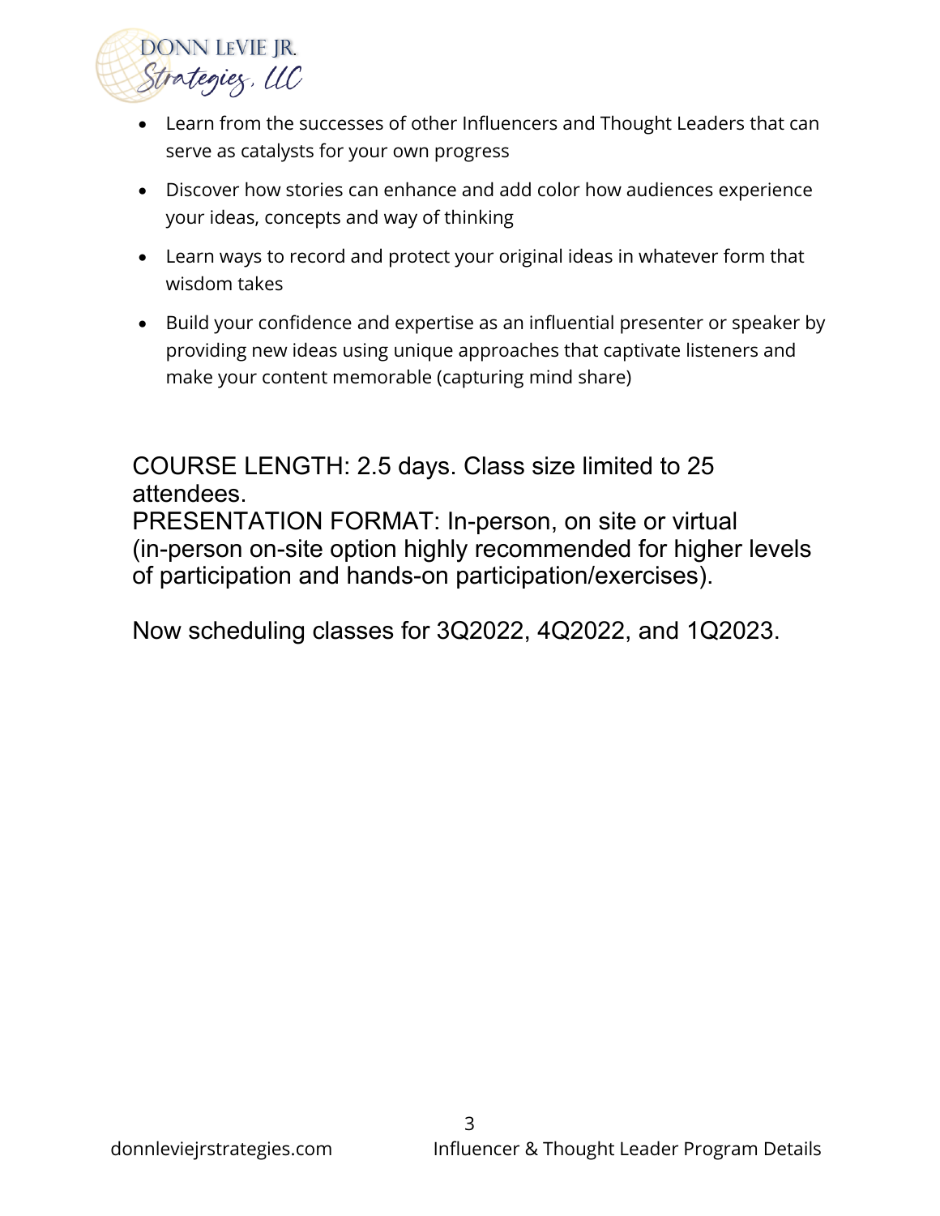- Learn from the successes of other Influencers and Thought Leaders that can serve as catalysts for your own progress
- Discover how stories can enhance and add color how audiences experience your ideas, concepts and way of thinking
- Learn ways to record and protect your original ideas in whatever form that wisdom takes
- Build your confidence and expertise as an influential presenter or speaker by providing new ideas using unique approaches that captivate listeners and make your content memorable (capturing mind share)

COURSE LENGTH: 2.5 days. Class size limited to 25 attendees.
PRESENTATION FORMAT: In-person, on site or virtual (in-person on-site option highly recommended for higher levels of participation and hands-on participation/exercises).

Now scheduling classes for 3Q2022, 4Q2022, and 1Q2023.